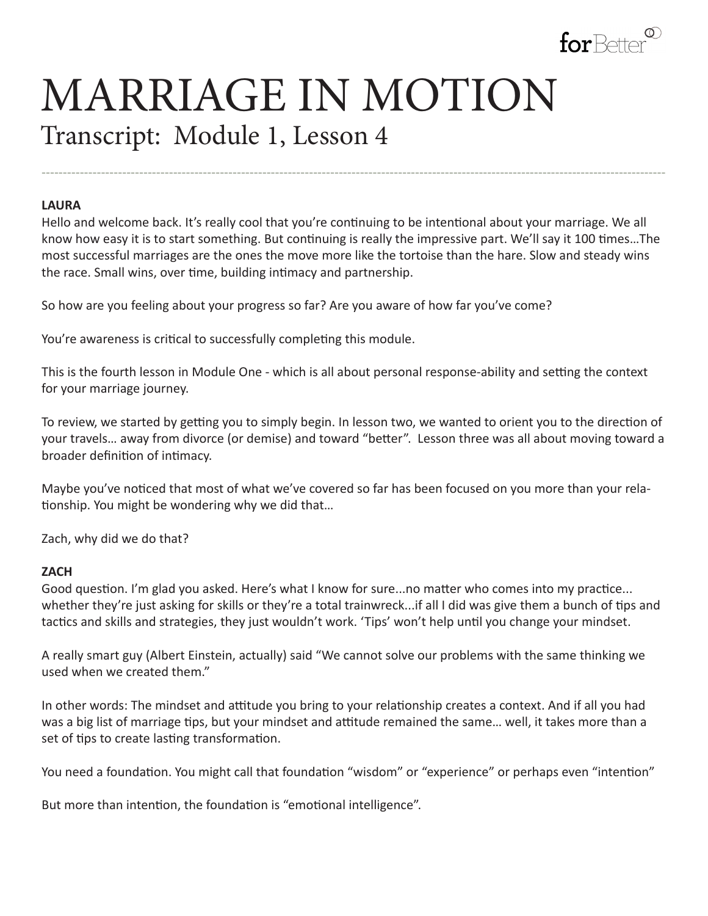# MARRIAGE IN MOTION

## Transcript: Module 1, Lesson 4

---

**LAURA**

Hello and welcome back. It's really cool that you're continuing to be intentional about your marriage. We all know how easy it is to start something. But continuing is really the impressive part. We'll say it 100 times…The most successful marriages are the ones the move more like the tortoise than the hare. Slow and steady wins the race. Small wins, over time, building intimacy and partnership.

So how are you feeling about your progress so far? Are you aware of how far you've come?

You're awareness is critical to successfully completing this module.

This is the fourth lesson in Module One - which is all about personal response-ability and setting the context for your marriage journey.

To review, we started by getting you to simply begin. In lesson two, we wanted to orient you to the direction of your travels… away from divorce (or demise) and toward "better". Lesson three was all about moving toward a broader definition of intimacy.

Maybe you've noticed that most of what we've covered so far has been focused on you more than your relationship. You might be wondering why we did that…

Zach, why did we do that?

**ZACH**

Good question. I'm glad you asked. Here's what I know for sure...no matter who comes into my practice... whether they're just asking for skills or they're a total trainwreck...if all I did was give them a bunch of tips and tactics and skills and strategies, they just wouldn't work. 'Tips' won't help until you change your mindset.

A really smart guy (Albert Einstein, actually) said "We cannot solve our problems with the same thinking we used when we created them."

In other words: The mindset and attitude you bring to your relationship creates a context. And if all you had was a big list of marriage tips, but your mindset and attitude remained the same… well, it takes more than a set of tips to create lasting transformation.

You need a foundation. You might call that foundation "wisdom" or "experience" or perhaps even "intention"

But more than intention, the foundation is "emotional intelligence".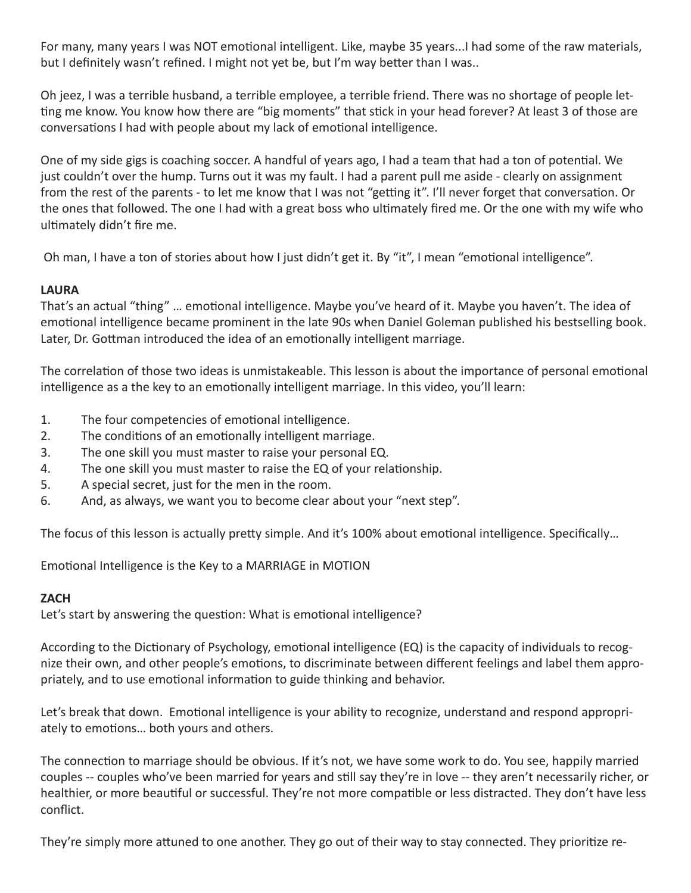For many, many years I was NOT emotional intelligent. Like, maybe 35 years...I had some of the raw materials, but I definitely wasn't refined. I might not yet be, but I'm way better than I was..

Oh jeez, I was a terrible husband, a terrible employee, a terrible friend. There was no shortage of people letting me know. You know how there are "big moments" that stick in your head forever? At least 3 of those are conversations I had with people about my lack of emotional intelligence.

One of my side gigs is coaching soccer. A handful of years ago, I had a team that had a ton of potential. We just couldn't over the hump. Turns out it was my fault. I had a parent pull me aside - clearly on assignment from the rest of the parents - to let me know that I was not "getting it". I'll never forget that conversation. Or the ones that followed. The one I had with a great boss who ultimately fired me. Or the one with my wife who ultimately didn't fire me.

Oh man, I have a ton of stories about how I just didn't get it. By "it", I mean "emotional intelligence".

**LAURA**

That's an actual "thing" … emotional intelligence. Maybe you've heard of it. Maybe you haven't. The idea of emotional intelligence became prominent in the late 90s when Daniel Goleman published his bestselling book. Later, Dr. Gottman introduced the idea of an emotionally intelligent marriage.

The correlation of those two ideas is unmistakeable. This lesson is about the importance of personal emotional intelligence as a the key to an emotionally intelligent marriage. In this video, you'll learn:

1. The four competencies of emotional intelligence.
2. The conditions of an emotionally intelligent marriage.
3. The one skill you must master to raise your personal EQ.
4. The one skill you must master to raise the EQ of your relationship.
5. A special secret, just for the men in the room.
6. And, as always, we want you to become clear about your "next step".

The focus of this lesson is actually pretty simple. And it's 100% about emotional intelligence. Specifically…

Emotional Intelligence is the Key to a MARRIAGE in MOTION

**ZACH**

Let's start by answering the question: What is emotional intelligence?

According to the Dictionary of Psychology, emotional intelligence (EQ) is the capacity of individuals to recognize their own, and other people's emotions, to discriminate between different feelings and label them appropriately, and to use emotional information to guide thinking and behavior.

Let's break that down. Emotional intelligence is your ability to recognize, understand and respond appropriately to emotions… both yours and others.

The connection to marriage should be obvious. If it's not, we have some work to do. You see, happily married couples -- couples who've been married for years and still say they're in love -- they aren't necessarily richer, or healthier, or more beautiful or successful. They're not more compatible or less distracted. They don't have less conflict.

They're simply more attuned to one another. They go out of their way to stay connected. They prioritize re-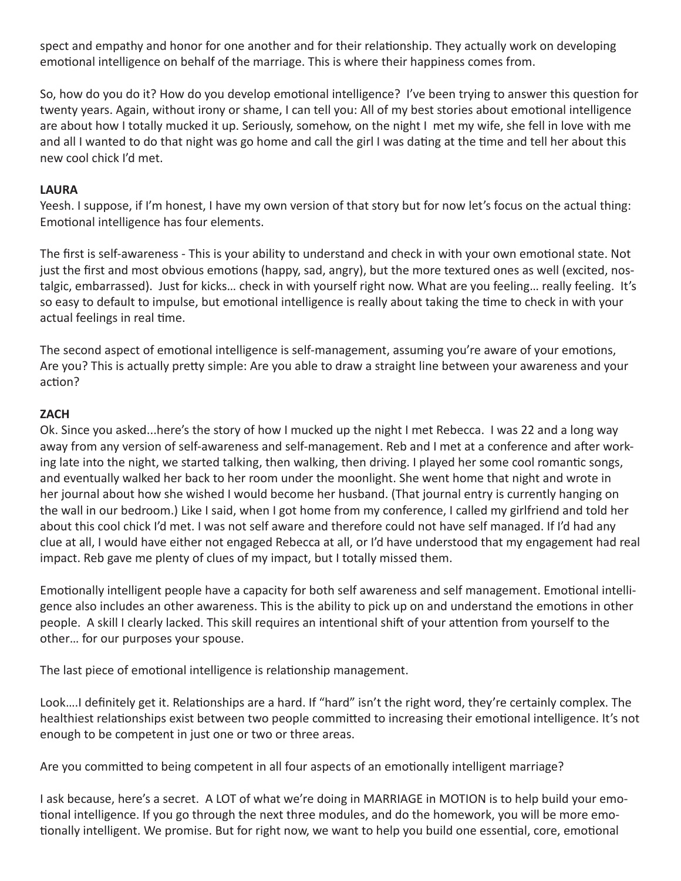spect and empathy and honor for one another and for their relationship. They actually work on developing emotional intelligence on behalf of the marriage. This is where their happiness comes from.

So, how do you do it? How do you develop emotional intelligence? I've been trying to answer this question for twenty years. Again, without irony or shame, I can tell you: All of my best stories about emotional intelligence are about how I totally mucked it up. Seriously, somehow, on the night I met my wife, she fell in love with me and all I wanted to do that night was go home and call the girl I was dating at the time and tell her about this new cool chick I'd met.

**LAURA**
Yeesh. I suppose, if I'm honest, I have my own version of that story but for now let's focus on the actual thing: Emotional intelligence has four elements.

The first is self-awareness - This is your ability to understand and check in with your own emotional state. Not just the first and most obvious emotions (happy, sad, angry), but the more textured ones as well (excited, nostalgic, embarrassed). Just for kicks… check in with yourself right now. What are you feeling… really feeling. It's so easy to default to impulse, but emotional intelligence is really about taking the time to check in with your actual feelings in real time.

The second aspect of emotional intelligence is self-management, assuming you're aware of your emotions, Are you? This is actually pretty simple: Are you able to draw a straight line between your awareness and your action?

**ZACH**
Ok. Since you asked...here's the story of how I mucked up the night I met Rebecca. I was 22 and a long way away from any version of self-awareness and self-management. Reb and I met at a conference and after working late into the night, we started talking, then walking, then driving. I played her some cool romantic songs, and eventually walked her back to her room under the moonlight. She went home that night and wrote in her journal about how she wished I would become her husband. (That journal entry is currently hanging on the wall in our bedroom.) Like I said, when I got home from my conference, I called my girlfriend and told her about this cool chick I'd met. I was not self aware and therefore could not have self managed. If I'd had any clue at all, I would have either not engaged Rebecca at all, or I'd have understood that my engagement had real impact. Reb gave me plenty of clues of my impact, but I totally missed them.

Emotionally intelligent people have a capacity for both self awareness and self management. Emotional intelligence also includes an other awareness. This is the ability to pick up on and understand the emotions in other people. A skill I clearly lacked. This skill requires an intentional shift of your attention from yourself to the other… for our purposes your spouse.

The last piece of emotional intelligence is relationship management.

Look….I definitely get it. Relationships are a hard. If "hard" isn't the right word, they're certainly complex. The healthiest relationships exist between two people committed to increasing their emotional intelligence. It's not enough to be competent in just one or two or three areas.

Are you committed to being competent in all four aspects of an emotionally intelligent marriage?

I ask because, here's a secret. A LOT of what we're doing in MARRIAGE in MOTION is to help build your emotional intelligence. If you go through the next three modules, and do the homework, you will be more emotionally intelligent. We promise. But for right now, we want to help you build one essential, core, emotional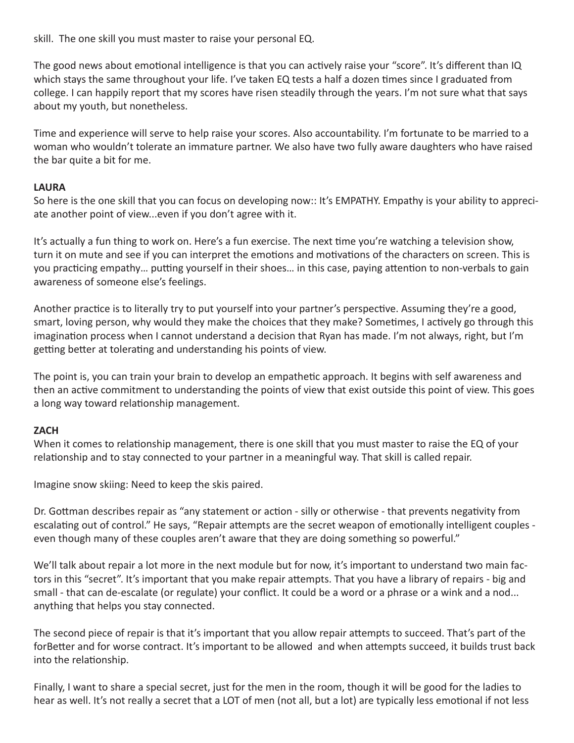skill. The one skill you must master to raise your personal EQ.

The good news about emotional intelligence is that you can actively raise your "score". It's different than IQ which stays the same throughout your life. I've taken EQ tests a half a dozen times since I graduated from college. I can happily report that my scores have risen steadily through the years. I'm not sure what that says about my youth, but nonetheless.

Time and experience will serve to help raise your scores. Also accountability. I'm fortunate to be married to a woman who wouldn't tolerate an immature partner. We also have two fully aware daughters who have raised the bar quite a bit for me.

**LAURA**

So here is the one skill that you can focus on developing now:: It's EMPATHY. Empathy is your ability to appreciate another point of view...even if you don't agree with it.

It's actually a fun thing to work on. Here's a fun exercise. The next time you're watching a television show, turn it on mute and see if you can interpret the emotions and motivations of the characters on screen. This is you practicing empathy… putting yourself in their shoes… in this case, paying attention to non-verbals to gain awareness of someone else's feelings.

Another practice is to literally try to put yourself into your partner's perspective. Assuming they're a good, smart, loving person, why would they make the choices that they make? Sometimes, I actively go through this imagination process when I cannot understand a decision that Ryan has made. I'm not always, right, but I'm getting better at tolerating and understanding his points of view.

The point is, you can train your brain to develop an empathetic approach. It begins with self awareness and then an active commitment to understanding the points of view that exist outside this point of view. This goes a long way toward relationship management.

**ZACH**

When it comes to relationship management, there is one skill that you must master to raise the EQ of your relationship and to stay connected to your partner in a meaningful way. That skill is called repair.

Imagine snow skiing: Need to keep the skis paired.

Dr. Gottman describes repair as "any statement or action - silly or otherwise - that prevents negativity from escalating out of control." He says, "Repair attempts are the secret weapon of emotionally intelligent couples - even though many of these couples aren't aware that they are doing something so powerful."

We'll talk about repair a lot more in the next module but for now, it's important to understand two main factors in this "secret". It's important that you make repair attempts. That you have a library of repairs - big and small - that can de-escalate (or regulate) your conflict. It could be a word or a phrase or a wink and a nod... anything that helps you stay connected.

The second piece of repair is that it's important that you allow repair attempts to succeed. That's part of the forBetter and for worse contract. It's important to be allowed and when attempts succeed, it builds trust back into the relationship.

Finally, I want to share a special secret, just for the men in the room, though it will be good for the ladies to hear as well. It's not really a secret that a LOT of men (not all, but a lot) are typically less emotional if not less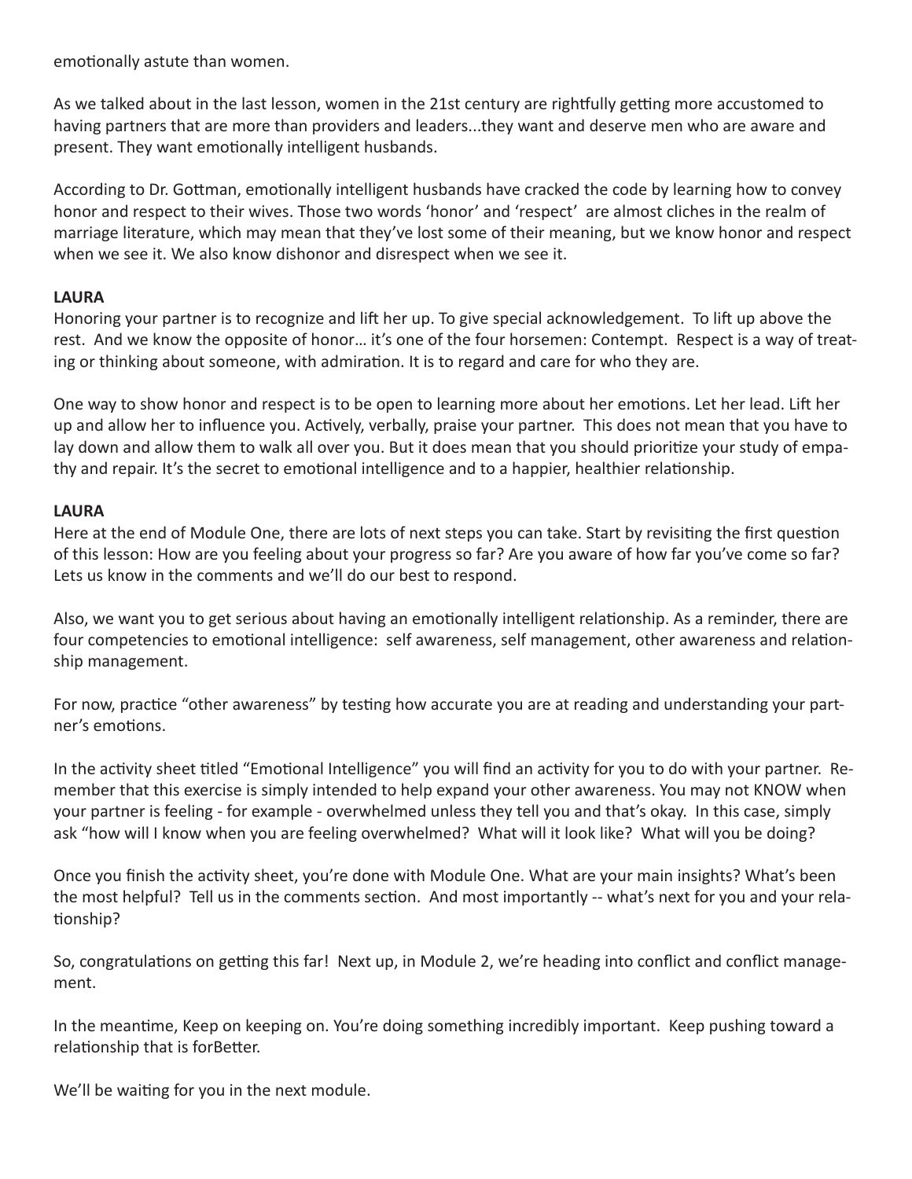emotionally astute than women.

As we talked about in the last lesson, women in the 21st century are rightfully getting more accustomed to having partners that are more than providers and leaders...they want and deserve men who are aware and present. They want emotionally intelligent husbands.

According to Dr. Gottman, emotionally intelligent husbands have cracked the code by learning how to convey honor and respect to their wives. Those two words 'honor' and 'respect' are almost cliches in the realm of marriage literature, which may mean that they've lost some of their meaning, but we know honor and respect when we see it. We also know dishonor and disrespect when we see it.

**LAURA**
Honoring your partner is to recognize and lift her up. To give special acknowledgement. To lift up above the rest. And we know the opposite of honor… it's one of the four horsemen: Contempt. Respect is a way of treating or thinking about someone, with admiration. It is to regard and care for who they are.

One way to show honor and respect is to be open to learning more about her emotions. Let her lead. Lift her up and allow her to influence you. Actively, verbally, praise your partner. This does not mean that you have to lay down and allow them to walk all over you. But it does mean that you should prioritize your study of empathy and repair. It's the secret to emotional intelligence and to a happier, healthier relationship.

**LAURA**
Here at the end of Module One, there are lots of next steps you can take. Start by revisiting the first question of this lesson: How are you feeling about your progress so far? Are you aware of how far you've come so far? Lets us know in the comments and we'll do our best to respond.

Also, we want you to get serious about having an emotionally intelligent relationship. As a reminder, there are four competencies to emotional intelligence: self awareness, self management, other awareness and relationship management.

For now, practice "other awareness" by testing how accurate you are at reading and understanding your partner's emotions.

In the activity sheet titled "Emotional Intelligence" you will find an activity for you to do with your partner. Remember that this exercise is simply intended to help expand your other awareness. You may not KNOW when your partner is feeling - for example - overwhelmed unless they tell you and that's okay. In this case, simply ask "how will I know when you are feeling overwhelmed? What will it look like? What will you be doing?

Once you finish the activity sheet, you're done with Module One. What are your main insights? What's been the most helpful? Tell us in the comments section. And most importantly -- what's next for you and your relationship?

So, congratulations on getting this far! Next up, in Module 2, we're heading into conflict and conflict management.

In the meantime, Keep on keeping on. You're doing something incredibly important. Keep pushing toward a relationship that is forBetter.

We'll be waiting for you in the next module.